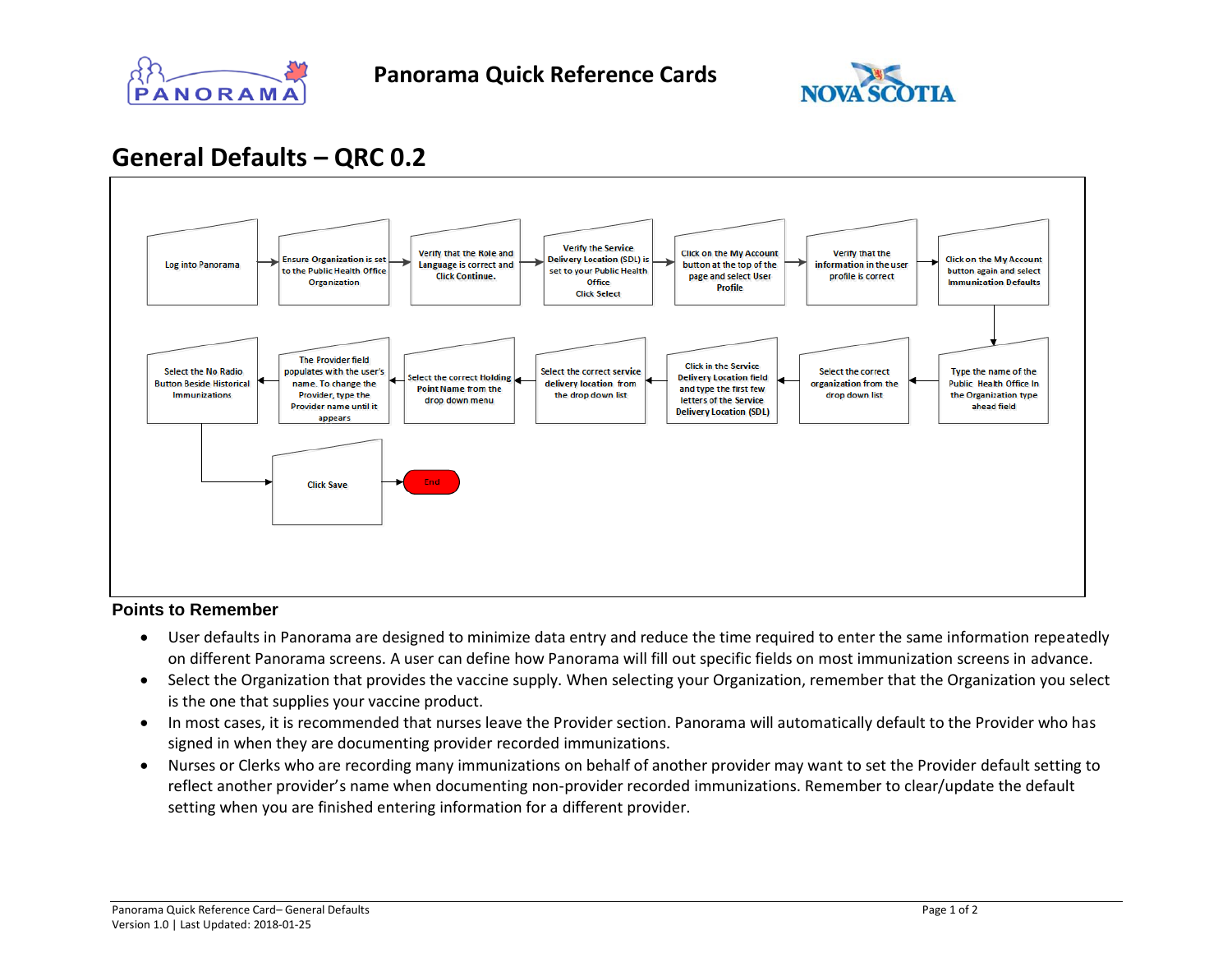# Panorama Quick Reference Cards

## General Defaults – QRC 0.2

1. Log into Panorama
2. Ensure Organization is set to the Public Health Office Organization
3. Verify that the Role and Language is correct and Click Continue.
4. Verify the Service Delivery Location (SDL) is set to your Public Health Office Click Select
5. Click on the My Account button at the top of the page and select User Profile
6. Verify that the information in the user profile is correct
7. Click on the My Account button again and select Immunization Defaults
8. Type the name of the Public Health Office In the Organization type ahead field
9. Select the correct organization from the drop down list
10. Click in the Service Delivery Location field and type the first few letters of the Service Delivery Location (SDL)
11. Select the correct service delivery location from the drop down list
12. Select the correct Holding Point Name from the drop down menu
13. The Provider field populates with the user's name. To change the Provider, type the Provider name until it appears
14. Select the No Radio Button Beside Historical Immunizations
15. Click Save
16. End

### Points to Remember

- User defaults in Panorama are designed to minimize data entry and reduce the time required to enter the same information repeatedly on different Panorama screens. A user can define how Panorama will fill out specific fields on most immunization screens in advance.
- Select the Organization that provides the vaccine supply. When selecting your Organization, remember that the Organization you select is the one that supplies your vaccine product.
- In most cases, it is recommended that nurses leave the Provider section. Panorama will automatically default to the Provider who has signed in when they are documenting provider recorded immunizations.
- Nurses or Clerks who are recording many immunizations on behalf of another provider may want to set the Provider default setting to reflect another provider's name when documenting non-provider recorded immunizations. Remember to clear/update the default setting when you are finished entering information for a different provider.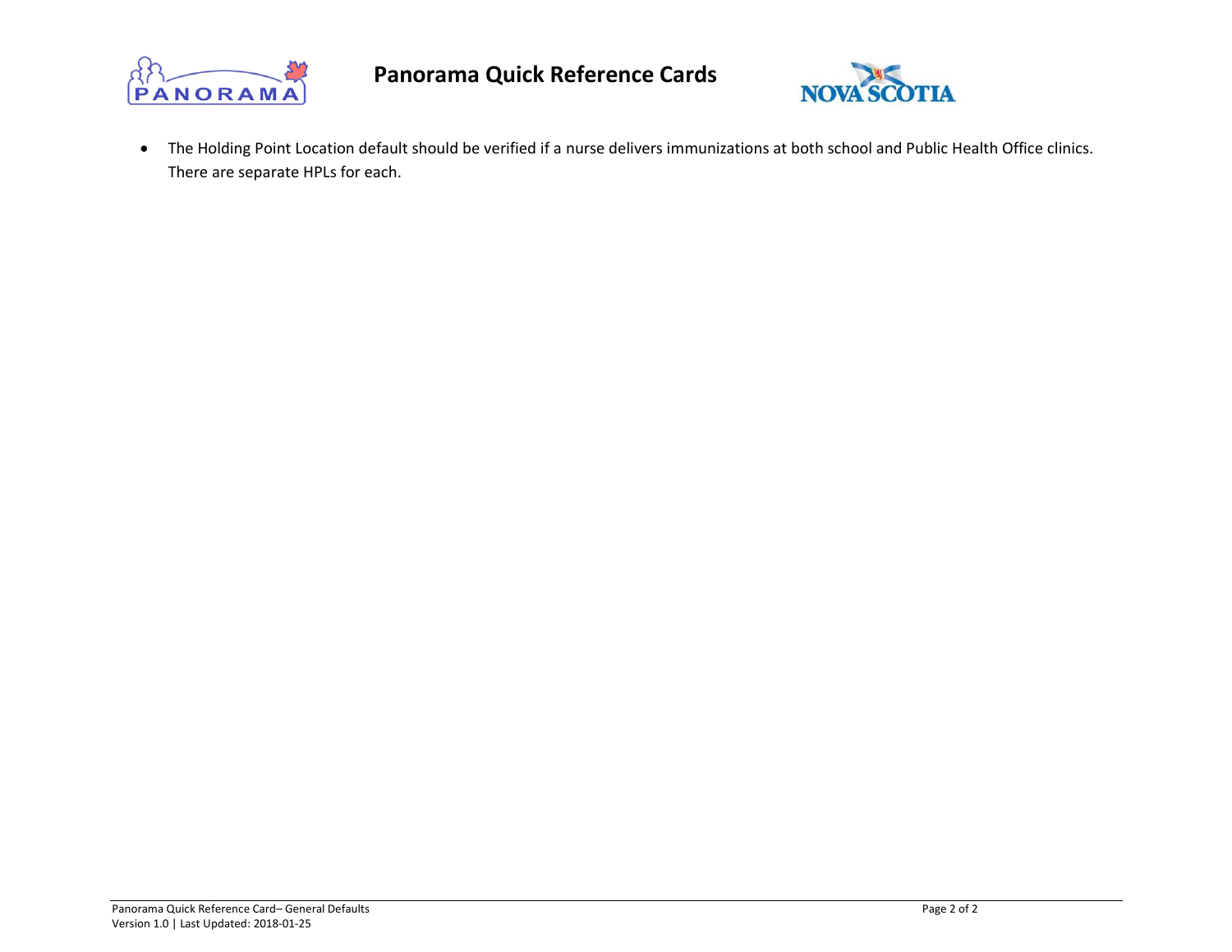- The Holding Point Location default should be verified if a nurse delivers immunizations at both school and Public Health Office clinics. There are separate HPLs for each.